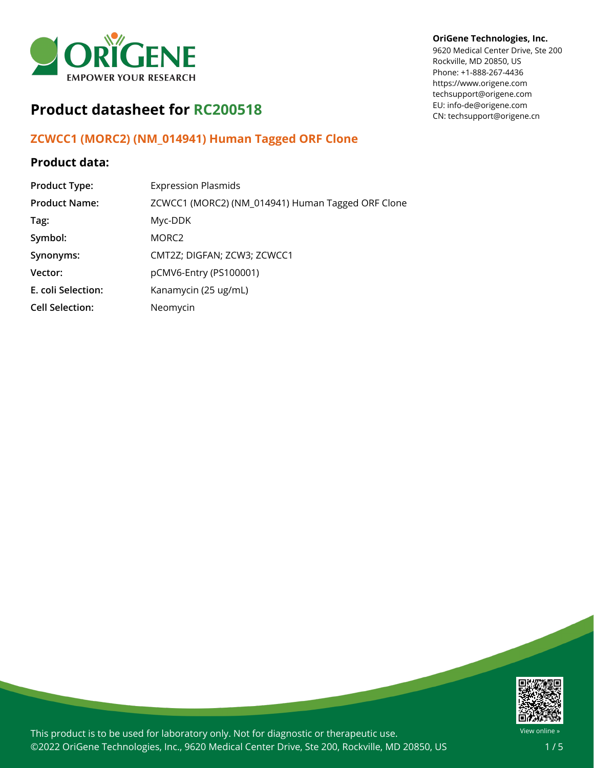**OriGene Technologies, Inc.**
9620 Medical Center Drive, Ste 200
Rockville, MD 20850, US
Phone: +1-888-267-4436
https://www.origene.com
techsupport@origene.com
EU: info-de@origene.com
CN: techsupport@origene.cn

# Product datasheet for RC200518

## ZCWCC1 (MORC2) (NM_014941) Human Tagged ORF Clone

### Product data:

| | |
|---|---|
| **Product Type:** | Expression Plasmids |
| **Product Name:** | ZCWCC1 (MORC2) (NM_014941) Human Tagged ORF Clone |
| **Tag:** | Myc-DDK |
| **Symbol:** | MORC2 |
| **Synonyms:** | CMT2Z; DIGFAN; ZCW3; ZCWCC1 |
| **Vector:** | pCMV6-Entry (PS100001) |
| **E. coli Selection:** | Kanamycin (25 ug/mL) |
| **Cell Selection:** | Neomycin |

This product is to be used for laboratory only. Not for diagnostic or therapeutic use.
©2022 OriGene Technologies, Inc., 9620 Medical Center Drive, Ste 200, Rockville, MD 20850, US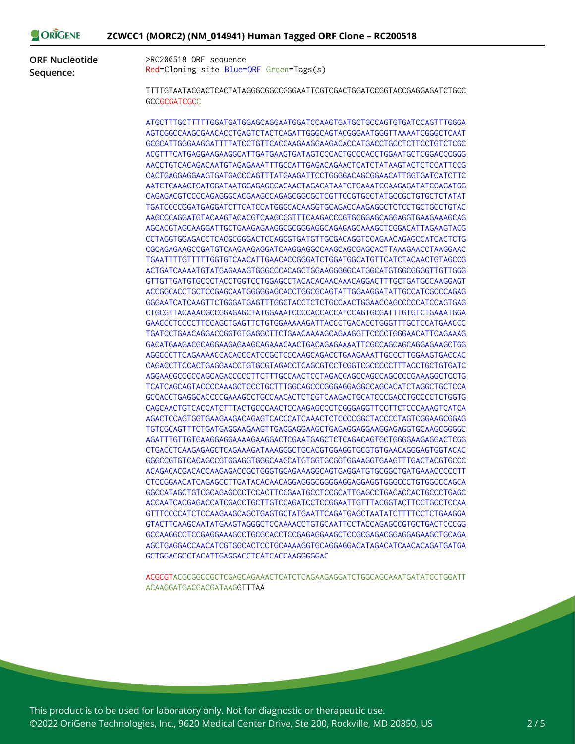## ZCWCC1 (MORC2) (NM_014941) Human Tagged ORF Clone – RC200518

**ORF Nucleotide Sequence:**

>RC200518 ORF sequence
Red=Cloning site Blue=ORF Green=Tags(s)

TTTTGTAATACGACTCACTATAGGGCGGCCGGGAATTCGTCGACTGGATCCGGTACCGAGGAGATCTGCC
GCCGCGATCGCC

ATGCTTTGCTTTTTGGATGATGGAGCAGGAATGGATCCAAGTGATGCTGCCAGTGTGATCCAGTTTGGGA
AGTCGGCCAAGCGAACACCTGAGTCTACTCAGATTGGGCAGTACGGGAATGGGTTAAAATCGGGCTCAAT
GCGCATTGGGAAGGATTTTATCCTGTTCACCAAGAAGGAAGACACCATGACCTGCCTCTTCCTGTCTCGC
ACGTTTCATGAGGAAGAAGGCATTGATGAAGTGATAGTCCCACTGCCCACCTGGAATGCTCGGACCCGGG
AACCTGTCACAGACAATGTAGAGAAATTTGCCATTGAGACAGAACTCATCTATAAGTACTCTCCATTCCG
CACTGAGGAGGAAGTGATGACCCAGTTTATGAAGATTCCTGGGGACAGCGGAACATTGGTGATCATCTTC
AATCTCAAACTCATGGATAATGGAGAGCCAGAACTAGACATAATCTCAAATCCAAGAGATATCCAGATGG
CAGAGACGTCCCCAGAGGGCACGAAGCCAGAGCGGCGCTCGTTCCGTGCCTATGCCGCTGTGCTCTATAT
TGATCCCCGGATGAGGATCTTCATCCATGGGCACAAGGTGCAGACCAAGAGGCTCTCCTGCTGCCTGTAC
AAGCCCAGGATGTACAAGTACACGTCAAGCCGTTTCAAGACCCGTGCGGAGCAGGAGGTGAAGAAAGCAG
AGCACGTAGCAAGGATTGCTGAAGAGAAGGCGCGGGAGGCAGAGAGCAAAGCTCGGACATTAGAAGTACG
CCTAGGTGGAGACCTCACGCGGGACTCCAGGGTGATGTTGCGACAGGTCCAGAACAGAGCCATCACTCTG
CGCAGAGAAGCCGATGTCAAGAAGAGGATCAAGGAGGCCAAGCAGCGAGCACTTAAAGAACCTAAGGAAC
TGAATTTTGTTTTTGGTGTCAACATTGAACACCGGGATCTGGATGGCATGTTCATCTACAACTGTAGCCG
ACTGATCAAAATGTATGAGAAAGTGGGCCCACAGCTGGAAGGGGGCATGGCATGTGGCGGGGTTGTTGGG
GTTGTTGATGTGCCCTACCTGGTCCTGGAGCCTACACACAACAAACAGGACTTTGCTGATGCCAAGGAGT
ACCGGCACCTGCTCCGAGCAATGGGGGAGCACCTGGCGCAGTATTGGAAGGATATTGCCATCGCCCAGAG
GGGAATCATCAAGTTCTGGGATGAGTTTGGCTACCTCTCTGCCAACTGGAACCAGCCCCCATCCAGTGAG
CTGCGTTACAAACGCCGGAGAGCTATGGAAATCCCCACCACCATCCAGTGCGATTTGTGTCTGAAATGGA
GAACCCTCCCCTTCCAGCTGAGTTCTGTGGAAAAAGATTACCCTGACACCTGGGTTTGCTCCATGAACCC
TGATCCTGAACAGGACCGGTGTGAGGCTTCTGAACAAAAGCAGAAGGTTCCCCTGGGAACATTCAGAAAG
GACATGAAGACGCAGGAAGAGAAGCAGAAACAACTGACAGAGAAAATTCGCCAGCAGCAGGAGAAGCTGG
AGGCCCTTCAGAAAACCACACCCATCCGCTCCCAAGCAGACCTGAAGAAATTGCCCTTGGAAGTGACCAC
CAGACCTTCCACTGAGGAACCTGTGCGTAGACCTCAGCGTCCTCGGTCGCCCCCTTTACCTGCTGTGATC
AGGAACGCCCCCAGCAGACCCCCTTCTTTGCCAACTCCTAGACCAGCCAGCCAGCCCCGAAAGGCTCCTG
TCATCAGCAGTACCCCAAAGCTCCCTGCTTTGGCAGCCCGGGAGGAGGCCAGCACATCTAGGCTGCTCCA
GCCACCTGAGGCACCCCGAAAGCCTGCCAACACTCTCGTCAAGACTGCATCCCGACCTGCCCCTCTGGTG
CAGCAACTGTCACCATCTTTACTGCCCAACTCCAAGAGCCCTCGGGAGGTTCCTTCTCCCAAAGTCATCA
AGACTCCAGTGGTGAAGAAGACAGAGTCACCCATCAAACTCTCCCCGGCTACCCCTAGTCGGAAGCGGAG
TGTCGCAGTTTCTGATGAGGAAGAAGTTGAGGAGGAAGCTGAGAGGAGGAAGGAGAGGTGCAAGCGGGGC
AGATTTGTTGTGAAGGAGGAAAAGAAGGACTCGAATGAGCTCTCAGACAGTGCTGGGGAAGAGGACTCGG
CTGACCTCAAGAGAGCTCAGAAAGATAAAGGGCTGCACGTGGAGGTGCGTGTGAACAGGGAGTGGTACAC
GGGCCGTGTCACAGCCGTGGAGGTGGGCAAGCATGTGGTGCGGTGGAAGGTGAAGTTTGACTACGTGCCC
ACAGACACGACACCAAGAGACCGCTGGGTGGAGAAAGGCAGTGAGGATGTGCGGCTGATGAAACCCCCTT
CTCCGGAACATCAGAGCCTTGATACACAACAGGAGGGCGGGGAGGAGGAGGTGGGCCCTGTGGCCCAGCA
GGCCATAGCTGTCGCAGAGCCCTCCACTTCCGAATGCCTCCGCATTGAGCCTGACACCACTGCCCTGAGC
ACCAATCACGAGACCATCGACCTGCTTGTCCAGATCCTCCGGAATTGTTTACGGTACTTCCTGCCTCCAA
GTTTCCCCATCTCCAAGAAGCAGCTGAGTGCTATGAATTCAGATGAGCTAATATCTTTTCCTCTGAAGGA
GTACTTCAAGCAATATGAAGTAGGGCTCCAAAACCTGTGCAATTCCTACCAGAGCCGTGCTGACTCCCGG
GCCAAGGCCTCCGAGGAAAGCCTGCGCACCTCCGAGAGGAAGCTCCGCGAGACGGAGGAGAAGCTGCAGA
AGCTGAGGACCAACATCGTGGCACTCCTGCAAAAGGTGCAGGAGGACATAGACATCAACACAGATGATGA
GCTGGACGCCTACATTGAGGACCTCATCACCAAGGGGGAC

ACGCGTACGCGGCCGCTCGAGCAGAAACTCATCTCAGAAGAGGATCTGGCAGCAAATGATATCCTGGATT
ACAAGGATGACGACGATAAGGTTTAA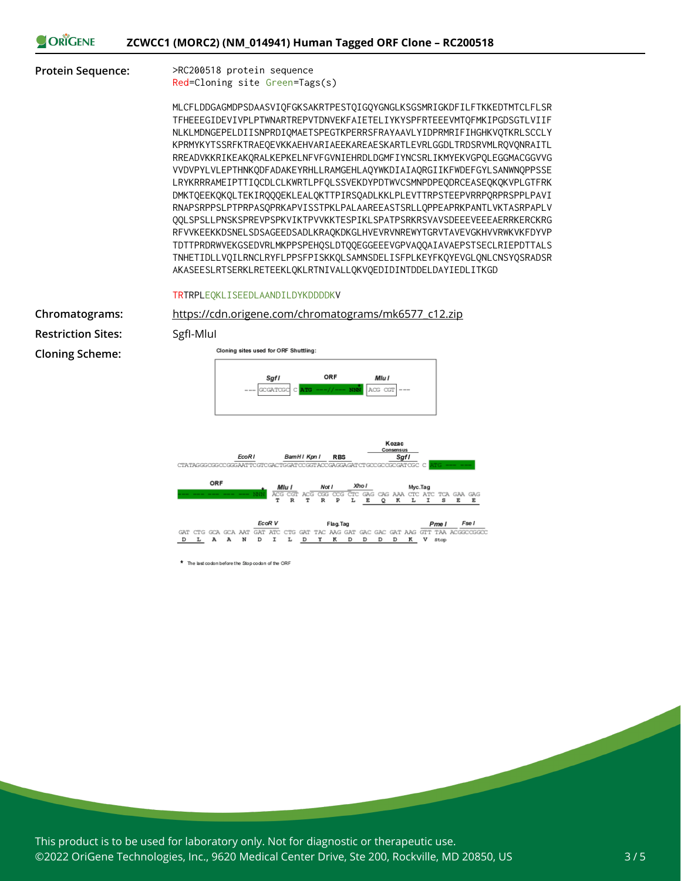**Protein Sequence:**

```
>RC200518 protein sequence
Red=Cloning site Green=Tags(s)

MLCFLDDGAGMDPSDAASVIQFGKSAKRTPESTQIGQYGNGLKSGSMRIGKDFILFTKKEDTMTCLFLSR
TFHEEEGIDEVIVPLPTWNARTREPVTDNVEKFAIETELIYKYSPFRTEEEVMTQFMKIPGDSGTLVIIF
NLKLMDNGEPELDIISNPRDIQMAETSPEGTKPERRSFRAYAAVLYIDPRMRIFIHGHKVQTKRLSCCLY
KPRMYKYTSSRFKTRAEQEVKKAEHVARIAEEKAREAESKARTLEVRLGGDLTRDSRVMLRQVQNRAITL
RREADVKKRIKEAKQRALKEPKELNFVFGVNIEHRDLDGMFIYNCSRLIKMYEKVGPQLEGGMACGGVVG
VVDVPYLVLEPTHNKQDFADAKEYRHLLRAMGEHLAQYWKDIAIAQRGIIKFWDEFGYLSANWNQPPSSE
LRYKRRRAMEIPTTIQCDLCLKWRTLPFQLSSVEKDYPDTWVCSMNPDPEQDRCEASEQKQKVPLGTFRK
DMKTQEEKQKQLTEKIRQQQEKLEALQKTTPIRSQADLKKLPLEVTTRPSTEEPVRRPQRPRSPPLPAVI
RNAPSRPPSLPTPRPASQPRKAPVISSTPKLPALAAREEASTSRLLQPPEAPRKPANTLVKTASRPAPLV
QQLSPSLLPNSKSPREVPSPKVIKTPVVKKTESPIKLSPATPSRKRSVAVSDEEEVEEEAERRKERCKRG
RFVVKEEKKDSNELSDSAGEEDSADLKRAQKDKGLHVEVRVNREWYTGRVTAVEVGKHVVRWKVKFDYVP
TDTTPRDRWVEKGSEDVRLMKPPSPEHQSLDTQQEGGEEEVGPVAQQAIAVAEPSTSECLRIEPDTTALS
TNHETIDLLVQILRNCLRYFLPPSFPISKKQLSAMNSDELISFPLKEYFKQYEVGLQNLCNSYQSRADSR
AKASEESLRTSERKLRETEEKLQKLRTNIVALLQKVQEDIDINTDDELDAYIEDLITKGD

TRTRPLEQKLISEEDLAANDILDYKDDDDKV
```

**Chromatograms:** https://cdn.origene.com/chromatograms/mk6577_c12.zip

**Restriction Sites:** SgfI-MluI

**Cloning Scheme:**

Cloning sites used for ORF Shuttling:

```
--- GCGATCGC C ATG ---//--- NNN ACG CGT ---
     SgfI          ORF          MluI
```

```
EcoR I  BamH I Kpn I  RBS  Kozac Consensus  SgfI
CTATAGGGCGGCCGGGAATTCGTCGACTGGATCCGGTACCGAGGAGATCTGCCGCCGCGATCGC C ATG --- ---

ORF                     MluI        Not I       Xho I       Myc.Tag
--- --- --- --- --- NNN ACG CGT ACG CGG CCG CTC GAG CAG AAA CTC ATC TCA GAA GAG
                         T   R   T   R   P   L   E   Q   K   L   I   S   E   E

                EcoR V                  Flag.Tag                    Pme I  Fse I
GAT CTG GCA GCA AAT GAT ATC CTG GAT TAC AAG GAT GAC GAC GAT AAG GTT TAA ACGGCCGGCC
 D   L   A   A   N   D   I   L   D   Y   K   D   D   D   D   K   V  Stop
```

* The last codon before the Stop codon of the ORF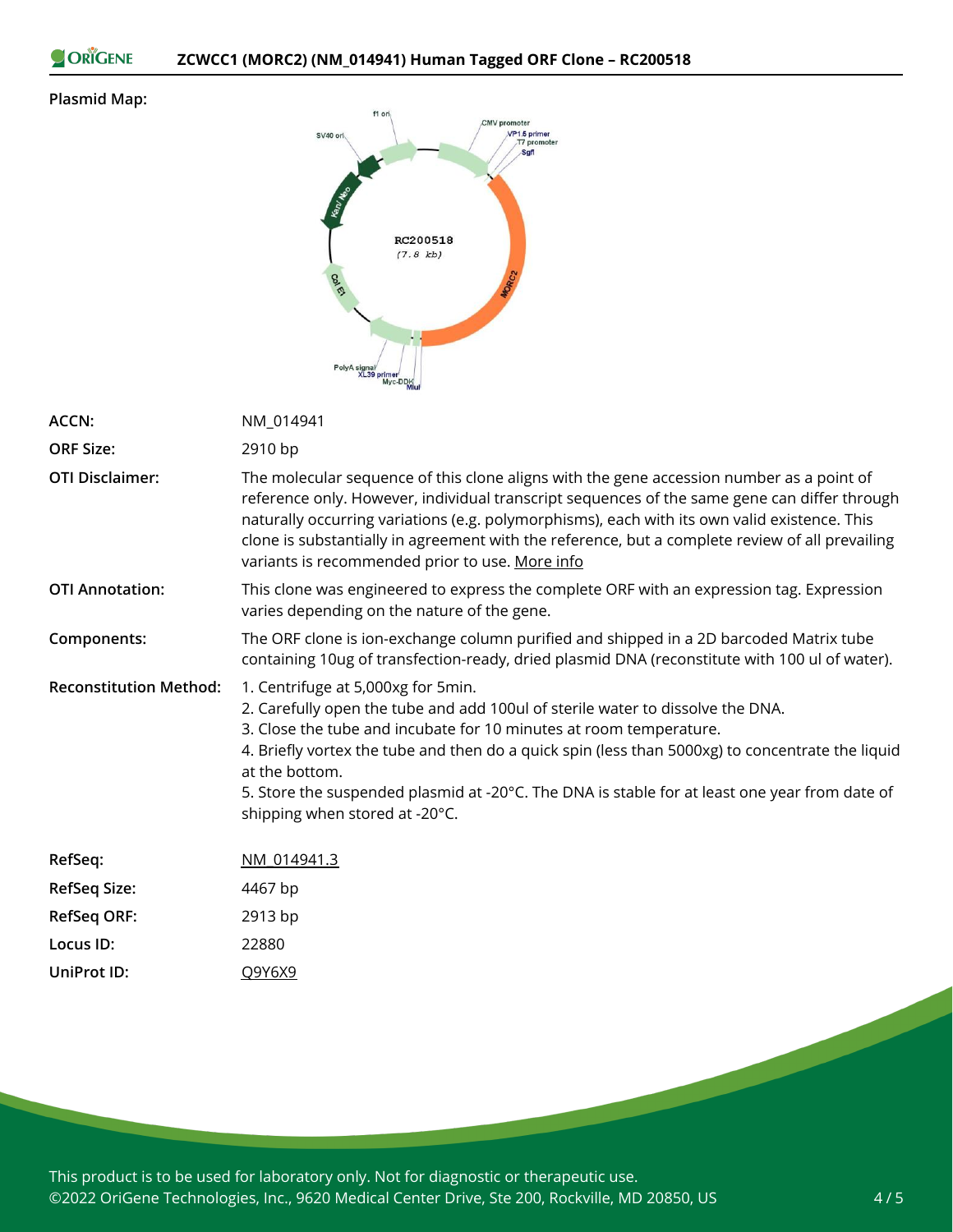**Plasmid Map:**

| | |
|---|---|
| **ACCN:** | NM_014941 |
| **ORF Size:** | 2910 bp |
| **OTI Disclaimer:** | The molecular sequence of this clone aligns with the gene accession number as a point of reference only. However, individual transcript sequences of the same gene can differ through naturally occurring variations (e.g. polymorphisms), each with its own valid existence. This clone is substantially in agreement with the reference, but a complete review of all prevailing variants is recommended prior to use. More info |
| **OTI Annotation:** | This clone was engineered to express the complete ORF with an expression tag. Expression varies depending on the nature of the gene. |
| **Components:** | The ORF clone is ion-exchange column purified and shipped in a 2D barcoded Matrix tube containing 10ug of transfection-ready, dried plasmid DNA (reconstitute with 100 ul of water). |
| **Reconstitution Method:** | 1. Centrifuge at 5,000xg for 5min. 2. Carefully open the tube and add 100ul of sterile water to dissolve the DNA. 3. Close the tube and incubate for 10 minutes at room temperature. 4. Briefly vortex the tube and then do a quick spin (less than 5000xg) to concentrate the liquid at the bottom. 5. Store the suspended plasmid at -20°C. The DNA is stable for at least one year from date of shipping when stored at -20°C. |
| **RefSeq:** | NM_014941.3 |
| **RefSeq Size:** | 4467 bp |
| **RefSeq ORF:** | 2913 bp |
| **Locus ID:** | 22880 |
| **UniProt ID:** | Q9Y6X9 |

This product is to be used for laboratory only. Not for diagnostic or therapeutic use.
©2022 OriGene Technologies, Inc., 9620 Medical Center Drive, Ste 200, Rockville, MD 20850, US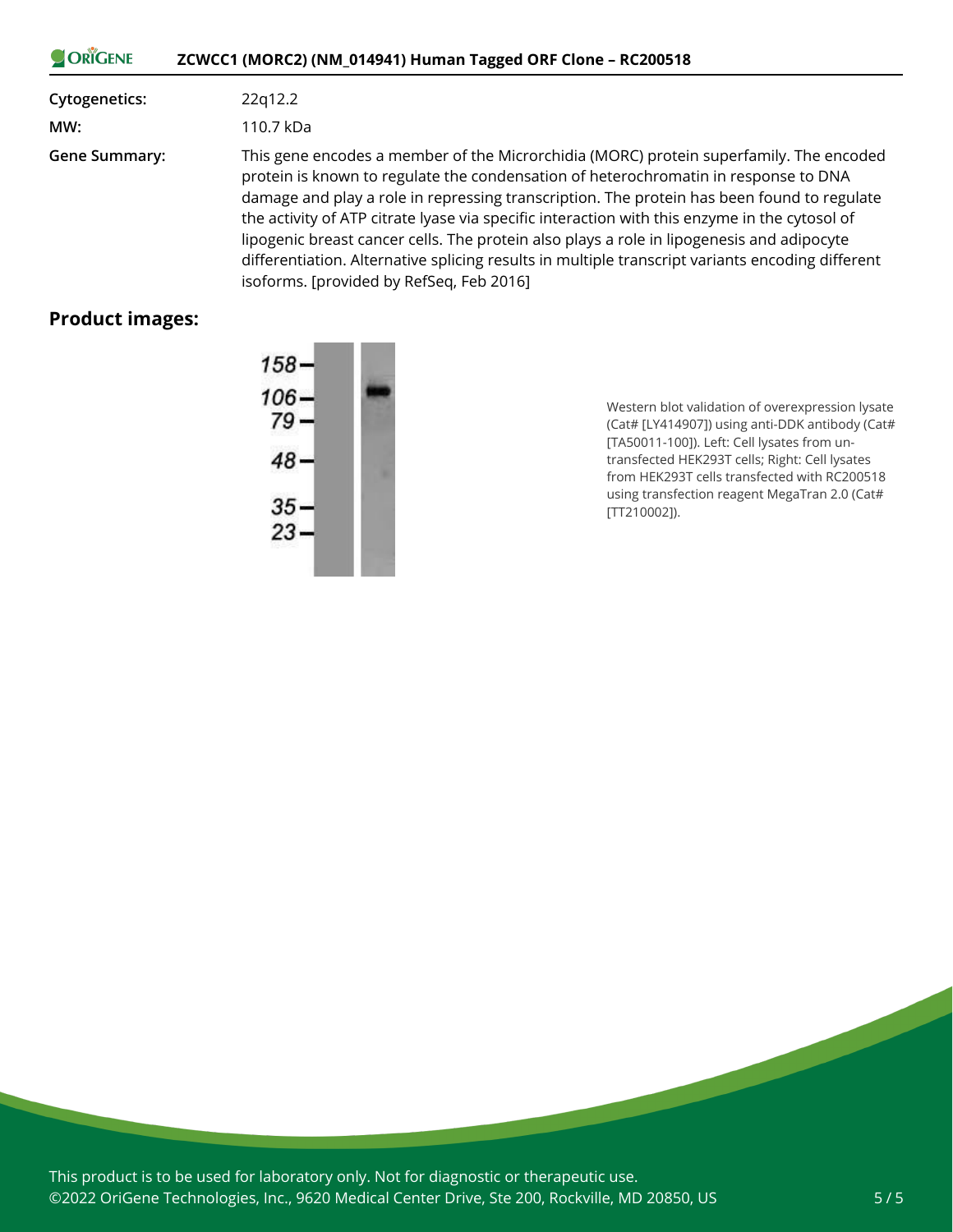| | |
|---|---|
| **Cytogenetics:** | 22q12.2 |
| **MW:** | 110.7 kDa |
| **Gene Summary:** | This gene encodes a member of the Microrchidia (MORC) protein superfamily. The encoded protein is known to regulate the condensation of heterochromatin in response to DNA damage and play a role in repressing transcription. The protein has been found to regulate the activity of ATP citrate lyase via specific interaction with this enzyme in the cytosol of lipogenic breast cancer cells. The protein also plays a role in lipogenesis and adipocyte differentiation. Alternative splicing results in multiple transcript variants encoding different isoforms. [provided by RefSeq, Feb 2016] |

## Product images:

158
106
79
48
35
23

Western blot validation of overexpression lysate (Cat# [LY414907]) using anti-DDK antibody (Cat# [TA50011-100]). Left: Cell lysates from un-transfected HEK293T cells; Right: Cell lysates from HEK293T cells transfected with RC200518 using transfection reagent MegaTran 2.0 (Cat# [TT210002]).

This product is to be used for laboratory only. Not for diagnostic or therapeutic use.
©2022 OriGene Technologies, Inc., 9620 Medical Center Drive, Ste 200, Rockville, MD 20850, US